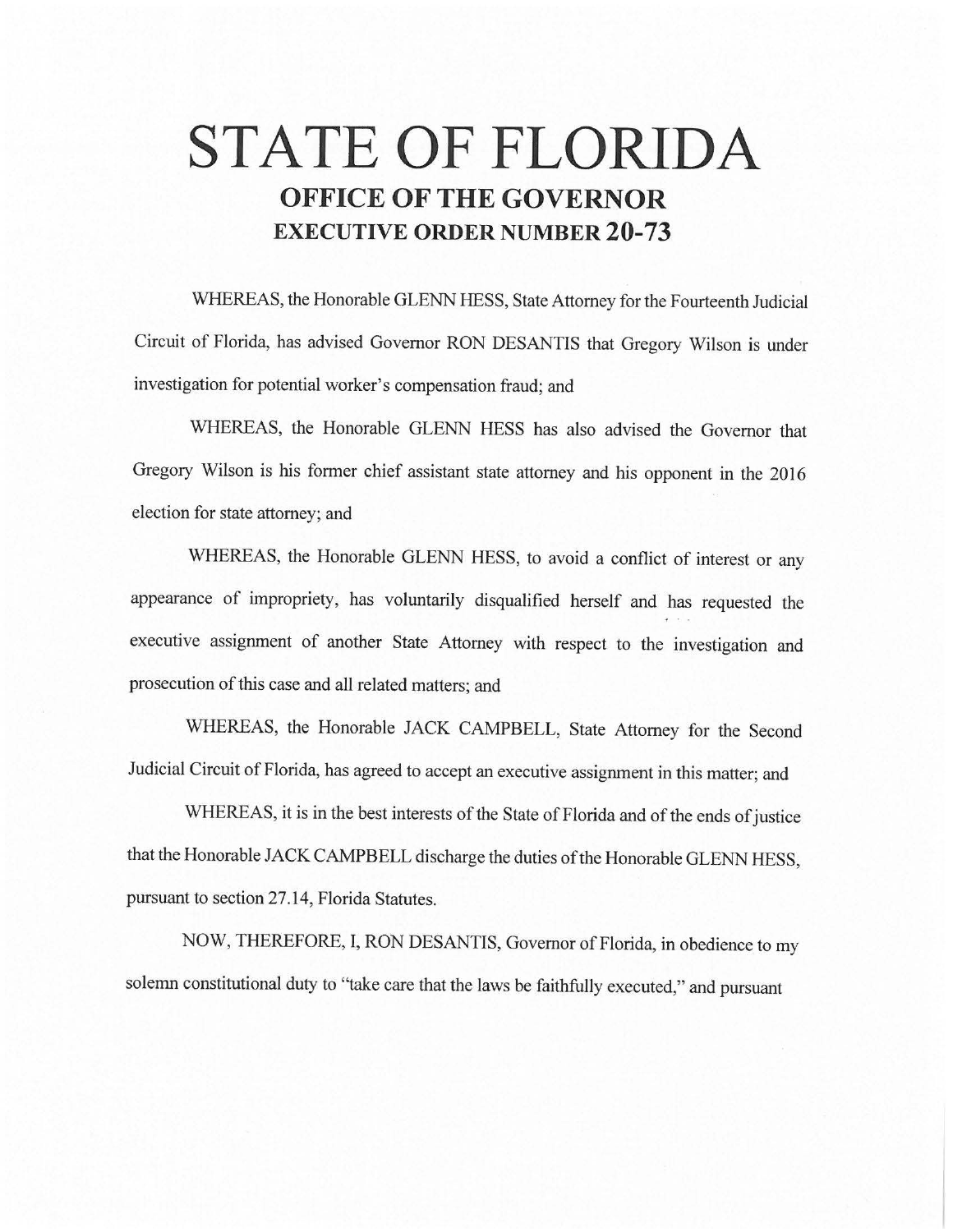# STATE OF FLORIDA

## OFFICE OF THE GOVERNOR

## EXECUTIVE ORDER NUMBER 20-73

WHEREAS, the Honorable GLENN HESS, State Attorney for the Fourteenth Judicial Circuit of Florida, has advised Governor RON DESANTIS that Gregory Wilson is under investigation for potential worker's compensation fraud; and

WHEREAS, the Honorable GLENN HESS has also advised the Governor that Gregory Wilson is his former chief assistant state attorney and his opponent in the 2016 election for state attorney; and

WHEREAS, the Honorable GLENN HESS, to avoid a conflict of interest or any appearance of impropriety, has voluntarily disqualified herself and has requested the executive assignment of another State Attorney with respect to the investigation and prosecution of this case and all related matters; and

WHEREAS, the Honorable JACK CAMPBELL, State Attorney for the Second Judicial Circuit of Florida, has agreed to accept an executive assignment in this matter; and

WHEREAS, it is in the best interests of the State of Florida and of the ends of justice that the Honorable JACK CAMPBELL discharge the duties of the Honorable GLENN HESS, pursuant to section 27.14, Florida Statutes.

NOW, THEREFORE, I, RON DESANTIS, Governor of Florida, in obedience to my solemn constitutional duty to "take care that the laws be faithfully executed," and pursuant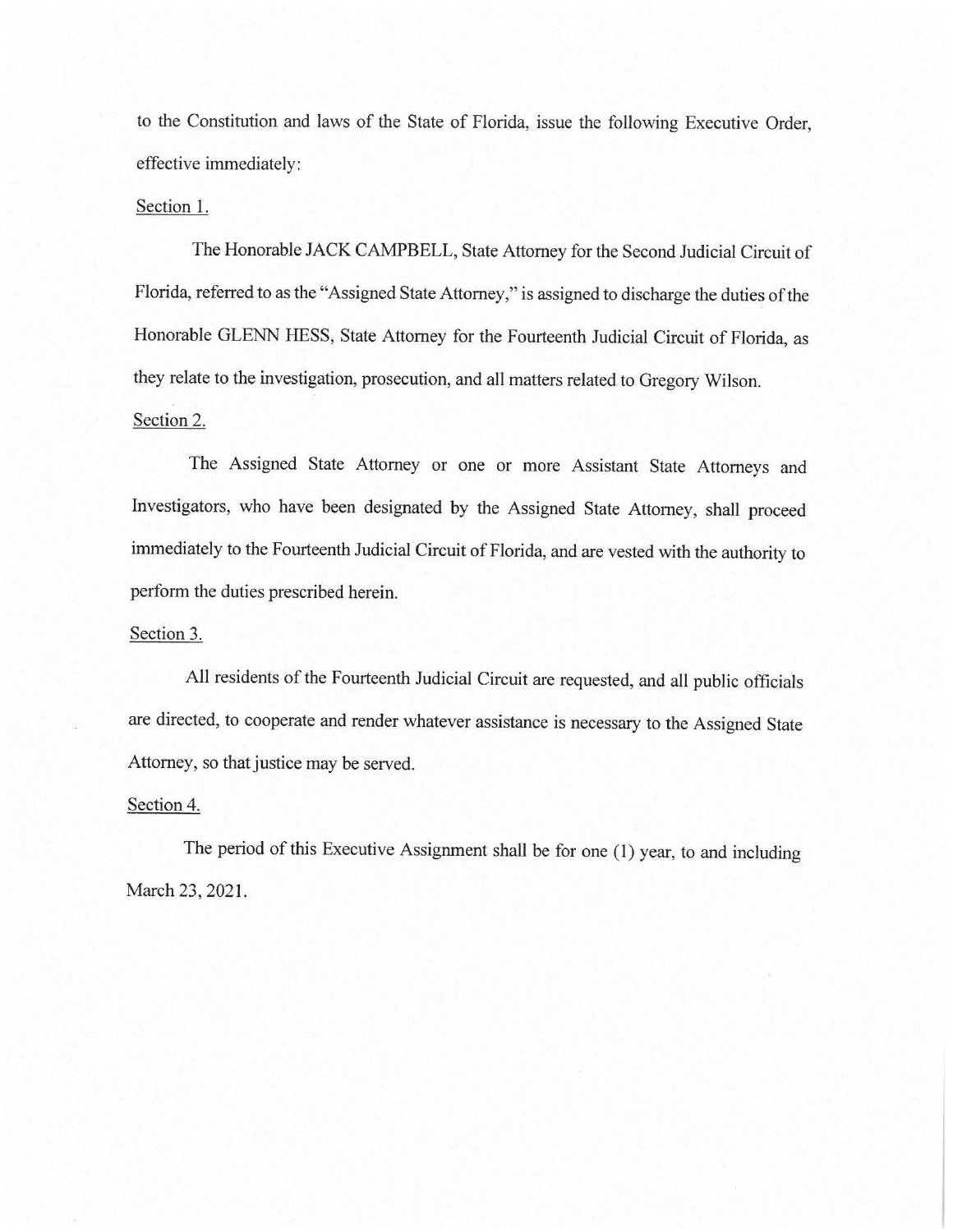to the Constitution and laws of the State of Florida, issue the following Executive Order, effective immediately:

Section 1.

The Honorable JACK CAMPBELL, State Attorney for the Second Judicial Circuit of Florida, referred to as the "Assigned State Attorney," is assigned to discharge the duties of the Honorable GLENN HESS, State Attorney for the Fourteenth Judicial Circuit of Florida, as they relate to the investigation, prosecution, and all matters related to Gregory Wilson.

Section 2.

The Assigned State Attorney or one or more Assistant State Attorneys and Investigators, who have been designated by the Assigned State Attorney, shall proceed immediately to the Fourteenth Judicial Circuit of Florida, and are vested with the authority to perform the duties prescribed herein.

Section 3.

All residents of the Fourteenth Judicial Circuit are requested, and all public officials are directed, to cooperate and render whatever assistance is necessary to the Assigned State Attorney, so that justice may be served.

Section 4.

The period of this Executive Assignment shall be for one (1) year, to and including March 23, 2021.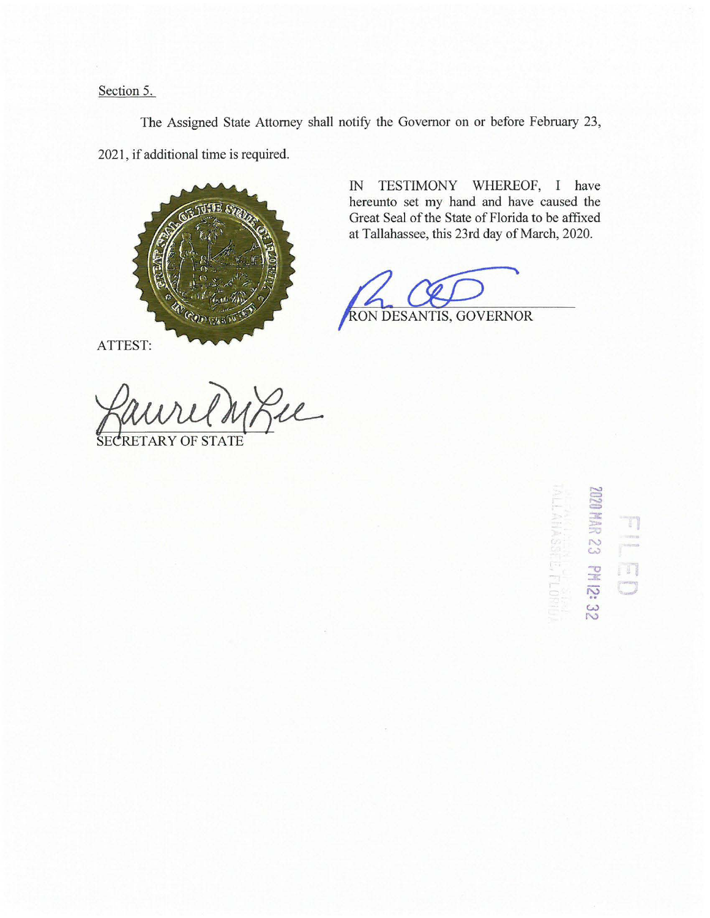Section 5.

The Assigned State Attorney shall notify the Governor on or before February 23, 2021, if additional time is required.

IN TESTIMONY WHEREOF, I have hereunto set my hand and have caused the Great Seal of the State of Florida to be affixed at Tallahassee, this 23rd day of March, 2020.

RON DESANTIS, GOVERNOR

ATTEST:

SECRETARY OF STATE

FILED

2020 MAR 23 PM 12: 32

DEPARTMENT OF STATE
TALLAHASSEE, FLORIDA